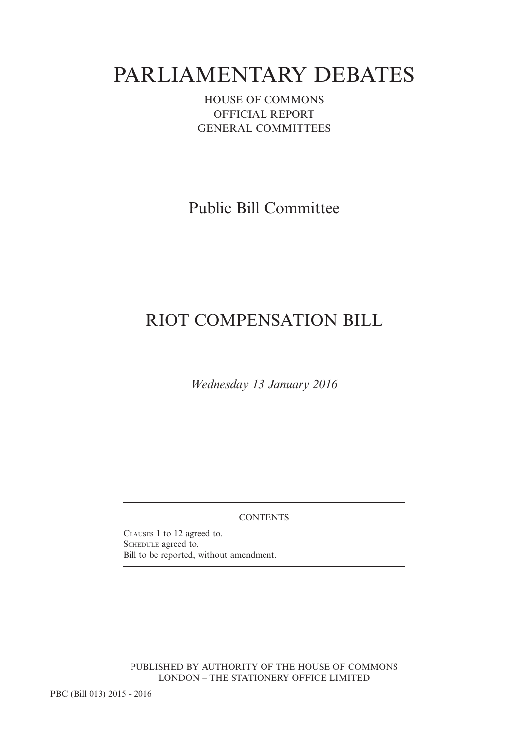# PARLIAMENTARY DEBATES

HOUSE OF COMMONS
OFFICIAL REPORT
GENERAL COMMITTEES

## Public Bill Committee

## RIOT COMPENSATION BILL

*Wednesday 13 January 2016*

---

CONTENTS

Clauses 1 to 12 agreed to.
Schedule agreed to.
Bill to be reported, without amendment.

---

PUBLISHED BY AUTHORITY OF THE HOUSE OF COMMONS
LONDON – THE STATIONERY OFFICE LIMITED

PBC (Bill 013) 2015 - 2016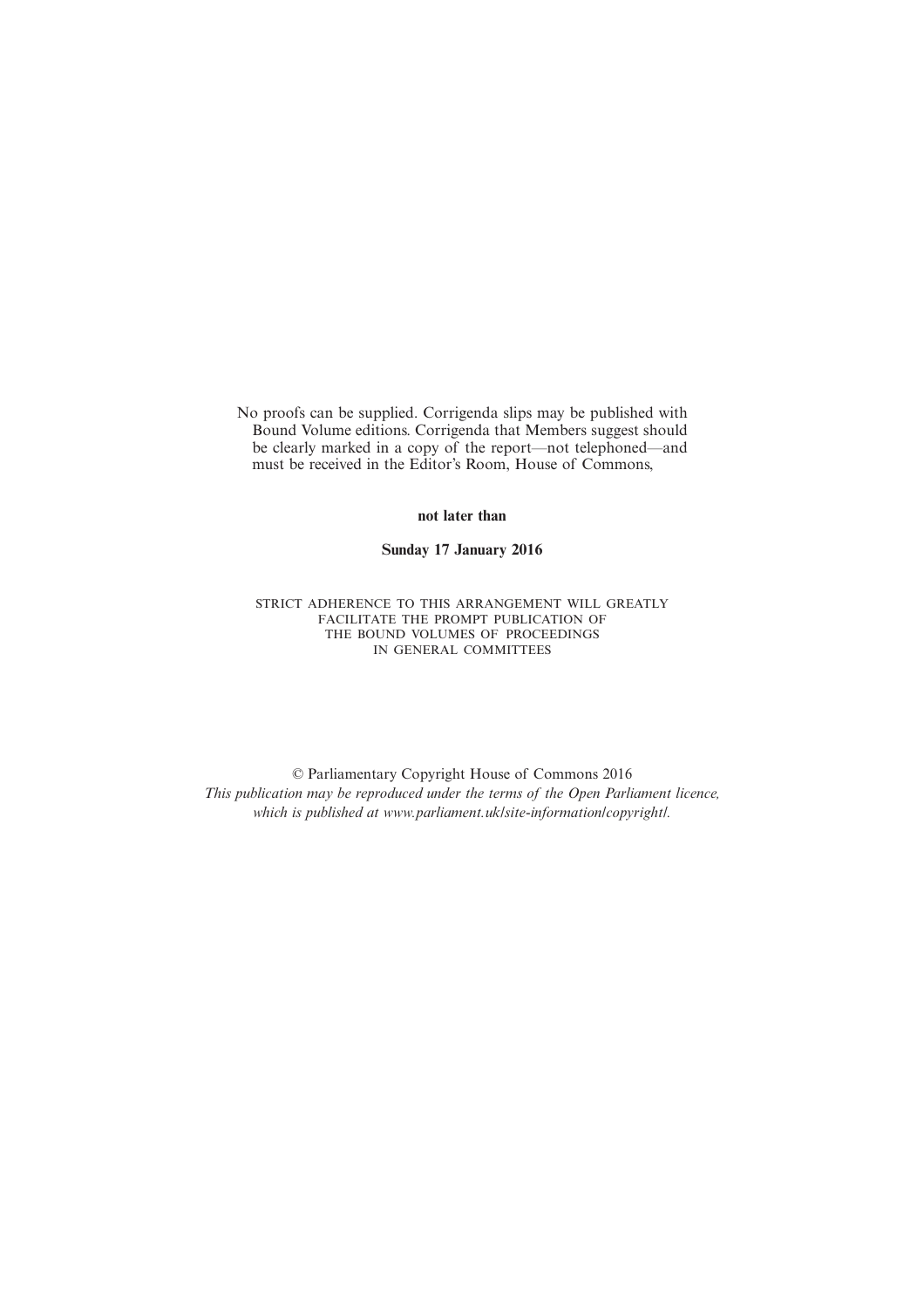No proofs can be supplied. Corrigenda slips may be published with Bound Volume editions. Corrigenda that Members suggest should be clearly marked in a copy of the report—not telephoned—and must be received in the Editor's Room, House of Commons,

**not later than**

**Sunday 17 January 2016**

STRICT ADHERENCE TO THIS ARRANGEMENT WILL GREATLY FACILITATE THE PROMPT PUBLICATION OF THE BOUND VOLUMES OF PROCEEDINGS IN GENERAL COMMITTEES

© Parliamentary Copyright House of Commons 2016

*This publication may be reproduced under the terms of the Open Parliament licence, which is published at www.parliament.uk/site-information/copyright/.*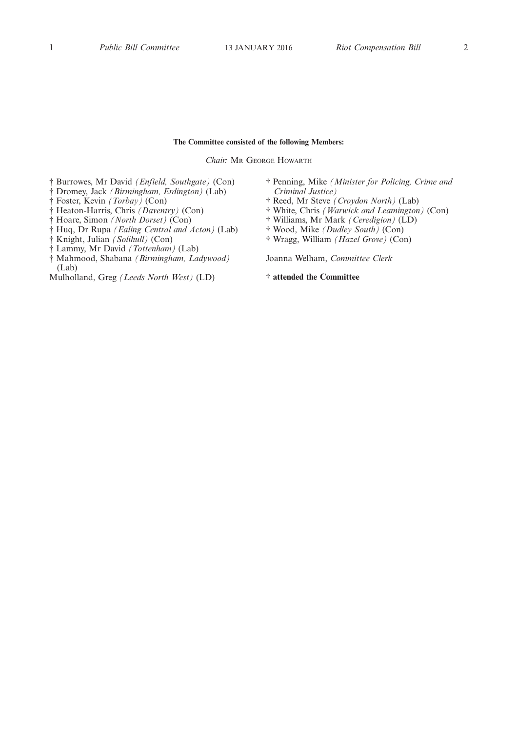**The Committee consisted of the following Members:**

*Chair:* Mr George Howarth

† Burrowes, Mr David *(Enfield, Southgate)* (Con)
† Dromey, Jack *(Birmingham, Erdington)* (Lab)
† Foster, Kevin *(Torbay)* (Con)
† Heaton-Harris, Chris *(Daventry)* (Con)
† Hoare, Simon *(North Dorset)* (Con)
† Huq, Dr Rupa *(Ealing Central and Acton)* (Lab)
† Knight, Julian *(Solihull)* (Con)
† Lammy, Mr David *(Tottenham)* (Lab)
† Mahmood, Shabana *(Birmingham, Ladywood)* (Lab)
Mulholland, Greg *(Leeds North West)* (LD)
† Penning, Mike *(Minister for Policing, Crime and Criminal Justice)*
† Reed, Mr Steve *(Croydon North)* (Lab)
† White, Chris *(Warwick and Leamington)* (Con)
† Williams, Mr Mark *(Ceredigion)* (LD)
† Wood, Mike *(Dudley South)* (Con)
† Wragg, William *(Hazel Grove)* (Con)

Joanna Welham, *Committee Clerk*

**† attended the Committee**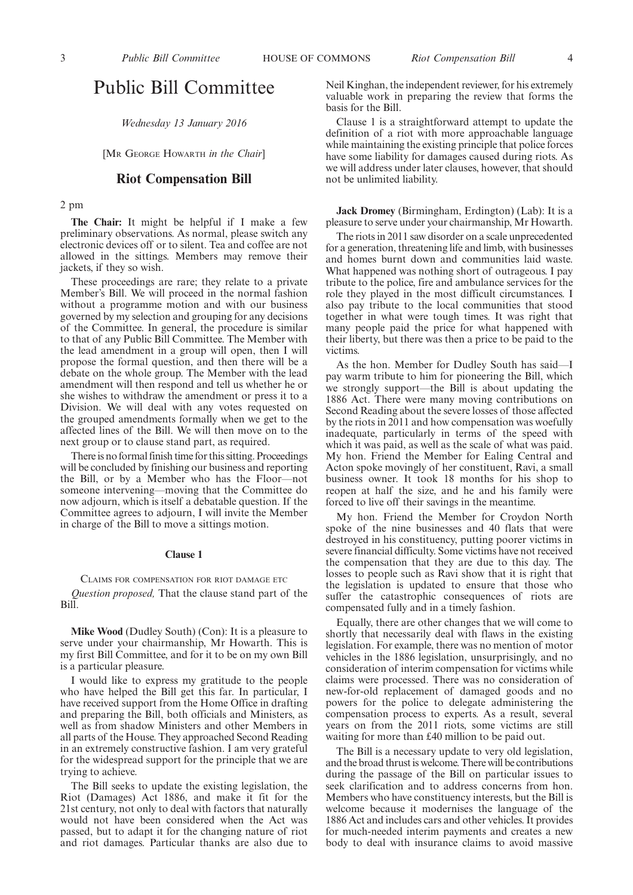# Public Bill Committee

*Wednesday 13 January 2016*

[Mr George Howarth *in the Chair*]

## Riot Compensation Bill

2 pm

**The Chair:** It might be helpful if I make a few preliminary observations. As normal, please switch any electronic devices off or to silent. Tea and coffee are not allowed in the sittings. Members may remove their jackets, if they so wish.

These proceedings are rare; they relate to a private Member's Bill. We will proceed in the normal fashion without a programme motion and with our business governed by my selection and grouping for any decisions of the Committee. In general, the procedure is similar to that of any Public Bill Committee. The Member with the lead amendment in a group will open, then I will propose the formal question, and then there will be a debate on the whole group. The Member with the lead amendment will then respond and tell us whether he or she wishes to withdraw the amendment or press it to a Division. We will deal with any votes requested on the grouped amendments formally when we get to the affected lines of the Bill. We will then move on to the next group or to clause stand part, as required.

There is no formal finish time for this sitting. Proceedings will be concluded by finishing our business and reporting the Bill, or by a Member who has the Floor—not someone intervening—moving that the Committee do now adjourn, which is itself a debatable question. If the Committee agrees to adjourn, I will invite the Member in charge of the Bill to move a sittings motion.

### Clause 1

Claims for compensation for riot damage etc

*Question proposed,* That the clause stand part of the Bill.

**Mike Wood** (Dudley South) (Con): It is a pleasure to serve under your chairmanship, Mr Howarth. This is my first Bill Committee, and for it to be on my own Bill is a particular pleasure.

I would like to express my gratitude to the people who have helped the Bill get this far. In particular, I have received support from the Home Office in drafting and preparing the Bill, both officials and Ministers, as well as from shadow Ministers and other Members in all parts of the House. They approached Second Reading in an extremely constructive fashion. I am very grateful for the widespread support for the principle that we are trying to achieve.

The Bill seeks to update the existing legislation, the Riot (Damages) Act 1886, and make it fit for the 21st century, not only to deal with factors that naturally would not have been considered when the Act was passed, but to adapt it for the changing nature of riot and riot damages. Particular thanks are also due to Neil Kinghan, the independent reviewer, for his extremely valuable work in preparing the review that forms the basis for the Bill.

Clause 1 is a straightforward attempt to update the definition of a riot with more approachable language while maintaining the existing principle that police forces have some liability for damages caused during riots. As we will address under later clauses, however, that should not be unlimited liability.

**Jack Dromey** (Birmingham, Erdington) (Lab): It is a pleasure to serve under your chairmanship, Mr Howarth.

The riots in 2011 saw disorder on a scale unprecedented for a generation, threatening life and limb, with businesses and homes burnt down and communities laid waste. What happened was nothing short of outrageous. I pay tribute to the police, fire and ambulance services for the role they played in the most difficult circumstances. I also pay tribute to the local communities that stood together in what were tough times. It was right that many people paid the price for what happened with their liberty, but there was then a price to be paid to the victims.

As the hon. Member for Dudley South has said—I pay warm tribute to him for pioneering the Bill, which we strongly support—the Bill is about updating the 1886 Act. There were many moving contributions on Second Reading about the severe losses of those affected by the riots in 2011 and how compensation was woefully inadequate, particularly in terms of the speed with which it was paid, as well as the scale of what was paid. My hon. Friend the Member for Ealing Central and Acton spoke movingly of her constituent, Ravi, a small business owner. It took 18 months for his shop to reopen at half the size, and he and his family were forced to live off their savings in the meantime.

My hon. Friend the Member for Croydon North spoke of the nine businesses and 40 flats that were destroyed in his constituency, putting poorer victims in severe financial difficulty. Some victims have not received the compensation that they are due to this day. The losses to people such as Ravi show that it is right that the legislation is updated to ensure that those who suffer the catastrophic consequences of riots are compensated fully and in a timely fashion.

Equally, there are other changes that we will come to shortly that necessarily deal with flaws in the existing legislation. For example, there was no mention of motor vehicles in the 1886 legislation, unsurprisingly, and no consideration of interim compensation for victims while claims were processed. There was no consideration of new-for-old replacement of damaged goods and no powers for the police to delegate administering the compensation process to experts. As a result, several years on from the 2011 riots, some victims are still waiting for more than £40 million to be paid out.

The Bill is a necessary update to very old legislation, and the broad thrust is welcome. There will be contributions during the passage of the Bill on particular issues to seek clarification and to address concerns from hon. Members who have constituency interests, but the Bill is welcome because it modernises the language of the 1886 Act and includes cars and other vehicles. It provides for much-needed interim payments and creates a new body to deal with insurance claims to avoid massive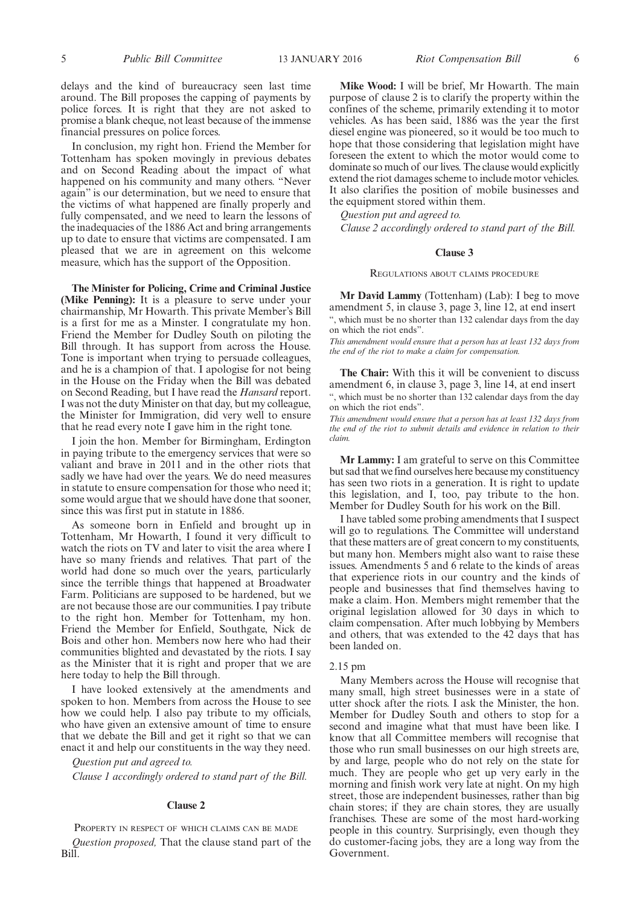delays and the kind of bureaucracy seen last time around. The Bill proposes the capping of payments by police forces. It is right that they are not asked to promise a blank cheque, not least because of the immense financial pressures on police forces.

In conclusion, my right hon. Friend the Member for Tottenham has spoken movingly in previous debates and on Second Reading about the impact of what happened on his community and many others. "Never again" is our determination, but we need to ensure that the victims of what happened are finally properly and fully compensated, and we need to learn the lessons of the inadequacies of the 1886 Act and bring arrangements up to date to ensure that victims are compensated. I am pleased that we are in agreement on this welcome measure, which has the support of the Opposition.

**The Minister for Policing, Crime and Criminal Justice (Mike Penning):** It is a pleasure to serve under your chairmanship, Mr Howarth. This private Member's Bill is a first for me as a Minister. I congratulate my hon. Friend the Member for Dudley South on piloting the Bill through. It has support from across the House. Tone is important when trying to persuade colleagues, and he is a champion of that. I apologise for not being in the House on the Friday when the Bill was debated on Second Reading, but I have read the *Hansard* report. I was not the duty Minister on that day, but my colleague, the Minister for Immigration, did very well to ensure that he read every note I gave him in the right tone.

I join the hon. Member for Birmingham, Erdington in paying tribute to the emergency services that were so valiant and brave in 2011 and in the other riots that sadly we have had over the years. We do need measures in statute to ensure compensation for those who need it; some would argue that we should have done that sooner, since this was first put in statute in 1886.

As someone born in Enfield and brought up in Tottenham, Mr Howarth, I found it very difficult to watch the riots on TV and later to visit the area where I have so many friends and relatives. That part of the world had done so much over the years, particularly since the terrible things that happened at Broadwater Farm. Politicians are supposed to be hardened, but we are not because those are our communities. I pay tribute to the right hon. Member for Tottenham, my hon. Friend the Member for Enfield, Southgate, Nick de Bois and other hon. Members now here who had their communities blighted and devastated by the riots. I say as the Minister that it is right and proper that we are here today to help the Bill through.

I have looked extensively at the amendments and spoken to hon. Members from across the House to see how we could help. I also pay tribute to my officials, who have given an extensive amount of time to ensure that we debate the Bill and get it right so that we can enact it and help our constituents in the way they need.

*Question put and agreed to.*

*Clause 1 accordingly ordered to stand part of the Bill.*

### Clause 2

Property in respect of which claims can be made

*Question proposed,* That the clause stand part of the Bill.

**Mike Wood:** I will be brief, Mr Howarth. The main purpose of clause 2 is to clarify the property within the confines of the scheme, primarily extending it to motor vehicles. As has been said, 1886 was the year the first diesel engine was pioneered, so it would be too much to hope that those considering that legislation might have foreseen the extent to which the motor would come to dominate so much of our lives. The clause would explicitly extend the riot damages scheme to include motor vehicles. It also clarifies the position of mobile businesses and the equipment stored within them.

*Question put and agreed to.*

*Clause 2 accordingly ordered to stand part of the Bill.*

### Clause 3

Regulations about claims procedure

**Mr David Lammy** (Tottenham) (Lab): I beg to move amendment 5, in clause 3, page 3, line 12, at end insert ", which must be no shorter than 132 calendar days from the day on which the riot ends".

*This amendment would ensure that a person has at least 132 days from the end of the riot to make a claim for compensation.*

**The Chair:** With this it will be convenient to discuss amendment 6, in clause 3, page 3, line 14, at end insert ", which must be no shorter than 132 calendar days from the day on which the riot ends".

*This amendment would ensure that a person has at least 132 days from the end of the riot to submit details and evidence in relation to their claim.*

**Mr Lammy:** I am grateful to serve on this Committee but sad that we find ourselves here because my constituency has seen two riots in a generation. It is right to update this legislation, and I, too, pay tribute to the hon. Member for Dudley South for his work on the Bill.

I have tabled some probing amendments that I suspect will go to regulations. The Committee will understand that these matters are of great concern to my constituents, but many hon. Members might also want to raise these issues. Amendments 5 and 6 relate to the kinds of areas that experience riots in our country and the kinds of people and businesses that find themselves having to make a claim. Hon. Members might remember that the original legislation allowed for 30 days in which to claim compensation. After much lobbying by Members and others, that was extended to the 42 days that has been landed on.

2.15 pm

Many Members across the House will recognise that many small, high street businesses were in a state of utter shock after the riots. I ask the Minister, the hon. Member for Dudley South and others to stop for a second and imagine what that must have been like. I know that all Committee members will recognise that those who run small businesses on our high streets are, by and large, people who do not rely on the state for much. They are people who get up very early in the morning and finish work very late at night. On my high street, those are independent businesses, rather than big chain stores; if they are chain stores, they are usually franchises. These are some of the most hard-working people in this country. Surprisingly, even though they do customer-facing jobs, they are a long way from the Government.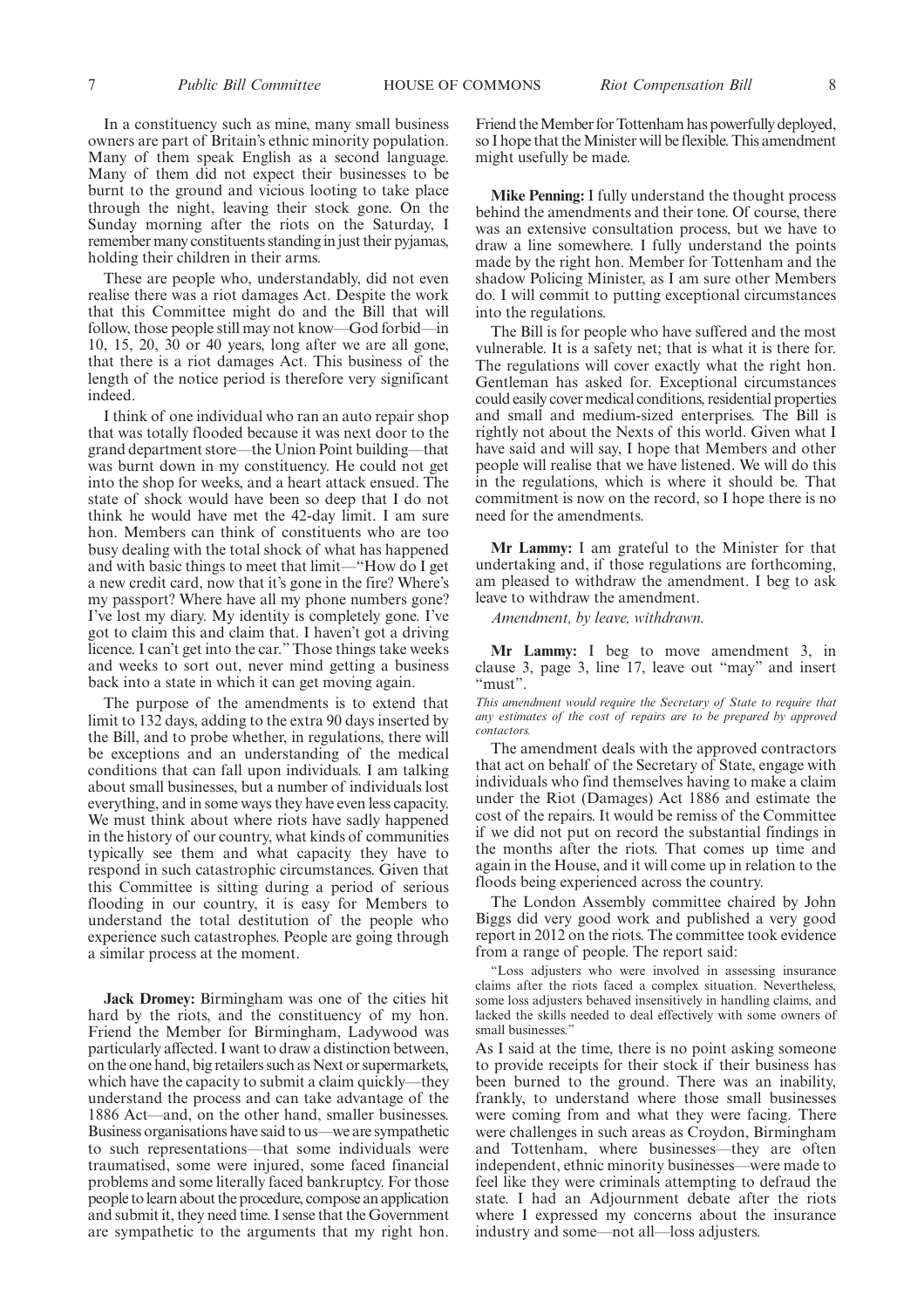In a constituency such as mine, many small business owners are part of Britain's ethnic minority population. Many of them speak English as a second language. Many of them did not expect their businesses to be burnt to the ground and vicious looting to take place through the night, leaving their stock gone. On the Sunday morning after the riots on the Saturday, I remember many constituents standing in just their pyjamas, holding their children in their arms.

These are people who, understandably, did not even realise there was a riot damages Act. Despite the work that this Committee might do and the Bill that will follow, those people still may not know—God forbid—in 10, 15, 20, 30 or 40 years, long after we are all gone, that there is a riot damages Act. This business of the length of the notice period is therefore very significant indeed.

I think of one individual who ran an auto repair shop that was totally flooded because it was next door to the grand department store—the Union Point building—that was burnt down in my constituency. He could not get into the shop for weeks, and a heart attack ensued. The state of shock would have been so deep that I do not think he would have met the 42-day limit. I am sure hon. Members can think of constituents who are too busy dealing with the total shock of what has happened and with basic things to meet that limit—"How do I get a new credit card, now that it's gone in the fire? Where's my passport? Where have all my phone numbers gone? I've lost my diary. My identity is completely gone. I've got to claim this and claim that. I haven't got a driving licence. I can't get into the car." Those things take weeks and weeks to sort out, never mind getting a business back into a state in which it can get moving again.

The purpose of the amendments is to extend that limit to 132 days, adding to the extra 90 days inserted by the Bill, and to probe whether, in regulations, there will be exceptions and an understanding of the medical conditions that can fall upon individuals. I am talking about small businesses, but a number of individuals lost everything, and in some ways they have even less capacity. We must think about where riots have sadly happened in the history of our country, what kinds of communities typically see them and what capacity they have to respond in such catastrophic circumstances. Given that this Committee is sitting during a period of serious flooding in our country, it is easy for Members to understand the total destitution of the people who experience such catastrophes. People are going through a similar process at the moment.

**Jack Dromey:** Birmingham was one of the cities hit hard by the riots, and the constituency of my hon. Friend the Member for Birmingham, Ladywood was particularly affected. I want to draw a distinction between, on the one hand, big retailers such as Next or supermarkets, which have the capacity to submit a claim quickly—they understand the process and can take advantage of the 1886 Act—and, on the other hand, smaller businesses. Business organisations have said to us—we are sympathetic to such representations—that some individuals were traumatised, some were injured, some faced financial problems and some literally faced bankruptcy. For those people to learn about the procedure, compose an application and submit it, they need time. I sense that the Government are sympathetic to the arguments that my right hon. Friend the Member for Tottenham has powerfully deployed, so I hope that the Minister will be flexible. This amendment might usefully be made.

**Mike Penning:** I fully understand the thought process behind the amendments and their tone. Of course, there was an extensive consultation process, but we have to draw a line somewhere. I fully understand the points made by the right hon. Member for Tottenham and the shadow Policing Minister, as I am sure other Members do. I will commit to putting exceptional circumstances into the regulations.

The Bill is for people who have suffered and the most vulnerable. It is a safety net; that is what it is there for. The regulations will cover exactly what the right hon. Gentleman has asked for. Exceptional circumstances could easily cover medical conditions, residential properties and small and medium-sized enterprises. The Bill is rightly not about the Nexts of this world. Given what I have said and will say, I hope that Members and other people will realise that we have listened. We will do this in the regulations, which is where it should be. That commitment is now on the record, so I hope there is no need for the amendments.

**Mr Lammy:** I am grateful to the Minister for that undertaking and, if those regulations are forthcoming, am pleased to withdraw the amendment. I beg to ask leave to withdraw the amendment.

*Amendment, by leave, withdrawn.*

**Mr Lammy:** I beg to move amendment 3, in clause 3, page 3, line 17, leave out "may" and insert "must".

*This amendment would require the Secretary of State to require that any estimates of the cost of repairs are to be prepared by approved contactors.*

The amendment deals with the approved contractors that act on behalf of the Secretary of State, engage with individuals who find themselves having to make a claim under the Riot (Damages) Act 1886 and estimate the cost of the repairs. It would be remiss of the Committee if we did not put on record the substantial findings in the months after the riots. That comes up time and again in the House, and it will come up in relation to the floods being experienced across the country.

The London Assembly committee chaired by John Biggs did very good work and published a very good report in 2012 on the riots. The committee took evidence from a range of people. The report said:

> "Loss adjusters who were involved in assessing insurance claims after the riots faced a complex situation. Nevertheless, some loss adjusters behaved insensitively in handling claims, and lacked the skills needed to deal effectively with some owners of small businesses."

As I said at the time, there is no point asking someone to provide receipts for their stock if their business has been burned to the ground. There was an inability, frankly, to understand where those small businesses were coming from and what they were facing. There were challenges in such areas as Croydon, Birmingham and Tottenham, where businesses—they are often independent, ethnic minority businesses—were made to feel like they were criminals attempting to defraud the state. I had an Adjournment debate after the riots where I expressed my concerns about the insurance industry and some—not all—loss adjusters.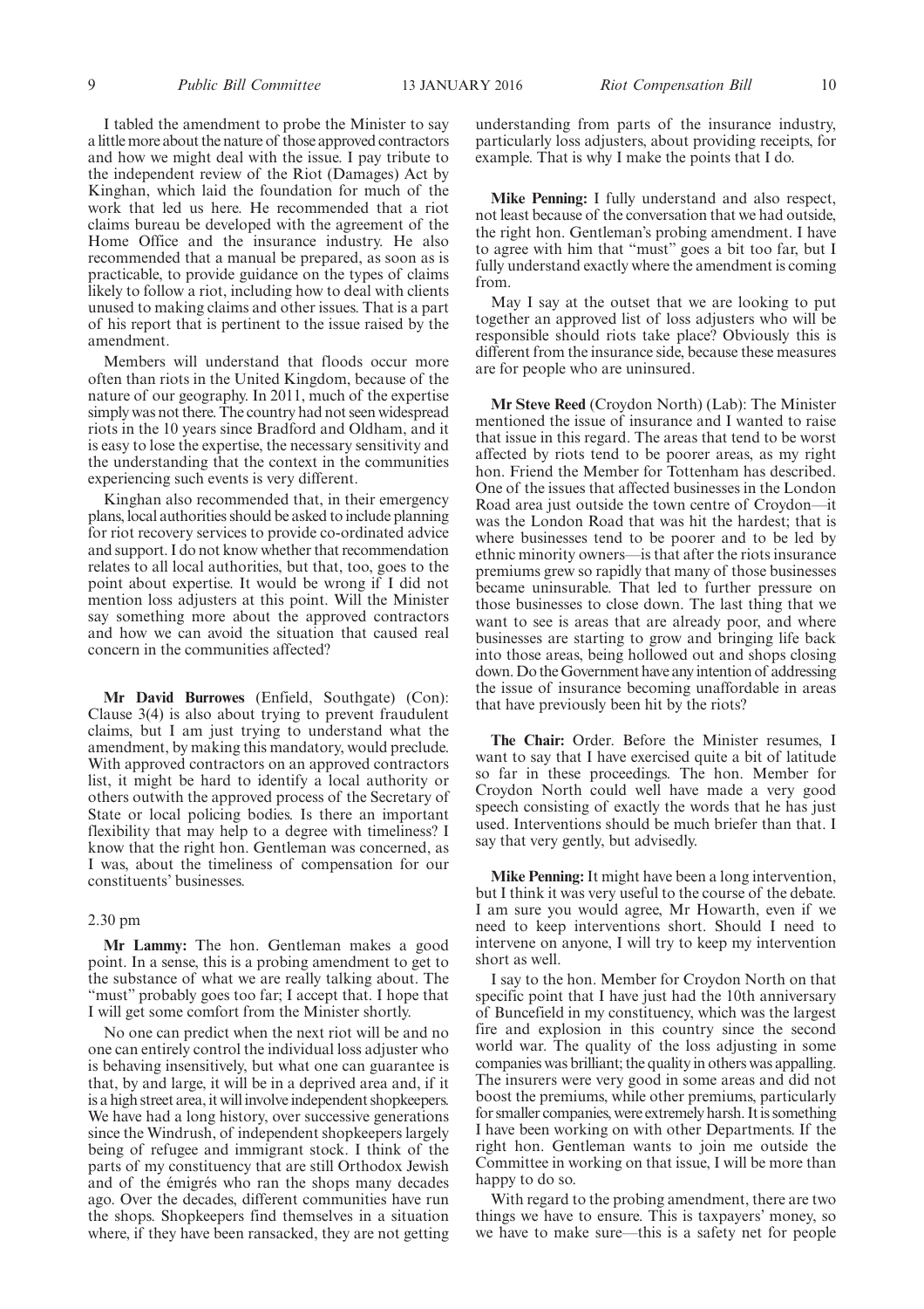I tabled the amendment to probe the Minister to say a little more about the nature of those approved contractors and how we might deal with the issue. I pay tribute to the independent review of the Riot (Damages) Act by Kinghan, which laid the foundation for much of the work that led us here. He recommended that a riot claims bureau be developed with the agreement of the Home Office and the insurance industry. He also recommended that a manual be prepared, as soon as is practicable, to provide guidance on the types of claims likely to follow a riot, including how to deal with clients unused to making claims and other issues. That is a part of his report that is pertinent to the issue raised by the amendment.

Members will understand that floods occur more often than riots in the United Kingdom, because of the nature of our geography. In 2011, much of the expertise simply was not there. The country had not seen widespread riots in the 10 years since Bradford and Oldham, and it is easy to lose the expertise, the necessary sensitivity and the understanding that the context in the communities experiencing such events is very different.

Kinghan also recommended that, in their emergency plans, local authorities should be asked to include planning for riot recovery services to provide co-ordinated advice and support. I do not know whether that recommendation relates to all local authorities, but that, too, goes to the point about expertise. It would be wrong if I did not mention loss adjusters at this point. Will the Minister say something more about the approved contractors and how we can avoid the situation that caused real concern in the communities affected?

**Mr David Burrowes** (Enfield, Southgate) (Con): Clause 3(4) is also about trying to prevent fraudulent claims, but I am just trying to understand what the amendment, by making this mandatory, would preclude. With approved contractors on an approved contractors list, it might be hard to identify a local authority or others outwith the approved process of the Secretary of State or local policing bodies. Is there an important flexibility that may help to a degree with timeliness? I know that the right hon. Gentleman was concerned, as I was, about the timeliness of compensation for our constituents' businesses.

2.30 pm

**Mr Lammy:** The hon. Gentleman makes a good point. In a sense, this is a probing amendment to get to the substance of what we are really talking about. The "must" probably goes too far; I accept that. I hope that I will get some comfort from the Minister shortly.

No one can predict when the next riot will be and no one can entirely control the individual loss adjuster who is behaving insensitively, but what one can guarantee is that, by and large, it will be in a deprived area and, if it is a high street area, it will involve independent shopkeepers. We have had a long history, over successive generations since the Windrush, of independent shopkeepers largely being of refugee and immigrant stock. I think of the parts of my constituency that are still Orthodox Jewish and of the émigrés who ran the shops many decades ago. Over the decades, different communities have run the shops. Shopkeepers find themselves in a situation where, if they have been ransacked, they are not getting understanding from parts of the insurance industry, particularly loss adjusters, about providing receipts, for example. That is why I make the points that I do.

**Mike Penning:** I fully understand and also respect, not least because of the conversation that we had outside, the right hon. Gentleman's probing amendment. I have to agree with him that "must" goes a bit too far, but I fully understand exactly where the amendment is coming from.

May I say at the outset that we are looking to put together an approved list of loss adjusters who will be responsible should riots take place? Obviously this is different from the insurance side, because these measures are for people who are uninsured.

**Mr Steve Reed** (Croydon North) (Lab): The Minister mentioned the issue of insurance and I wanted to raise that issue in this regard. The areas that tend to be worst affected by riots tend to be poorer areas, as my right hon. Friend the Member for Tottenham has described. One of the issues that affected businesses in the London Road area just outside the town centre of Croydon—it was the London Road that was hit the hardest; that is where businesses tend to be poorer and to be led by ethnic minority owners—is that after the riots insurance premiums grew so rapidly that many of those businesses became uninsurable. That led to further pressure on those businesses to close down. The last thing that we want to see is areas that are already poor, and where businesses are starting to grow and bringing life back into those areas, being hollowed out and shops closing down. Do the Government have any intention of addressing the issue of insurance becoming unaffordable in areas that have previously been hit by the riots?

**The Chair:** Order. Before the Minister resumes, I want to say that I have exercised quite a bit of latitude so far in these proceedings. The hon. Member for Croydon North could well have made a very good speech consisting of exactly the words that he has just used. Interventions should be much briefer than that. I say that very gently, but advisedly.

**Mike Penning:** It might have been a long intervention, but I think it was very useful to the course of the debate. I am sure you would agree, Mr Howarth, even if we need to keep interventions short. Should I need to intervene on anyone, I will try to keep my intervention short as well.

I say to the hon. Member for Croydon North on that specific point that I have just had the 10th anniversary of Buncefield in my constituency, which was the largest fire and explosion in this country since the second world war. The quality of the loss adjusting in some companies was brilliant; the quality in others was appalling. The insurers were very good in some areas and did not boost the premiums, while other premiums, particularly for smaller companies, were extremely harsh. It is something I have been working on with other Departments. If the right hon. Gentleman wants to join me outside the Committee in working on that issue, I will be more than happy to do so.

With regard to the probing amendment, there are two things we have to ensure. This is taxpayers' money, so we have to make sure—this is a safety net for people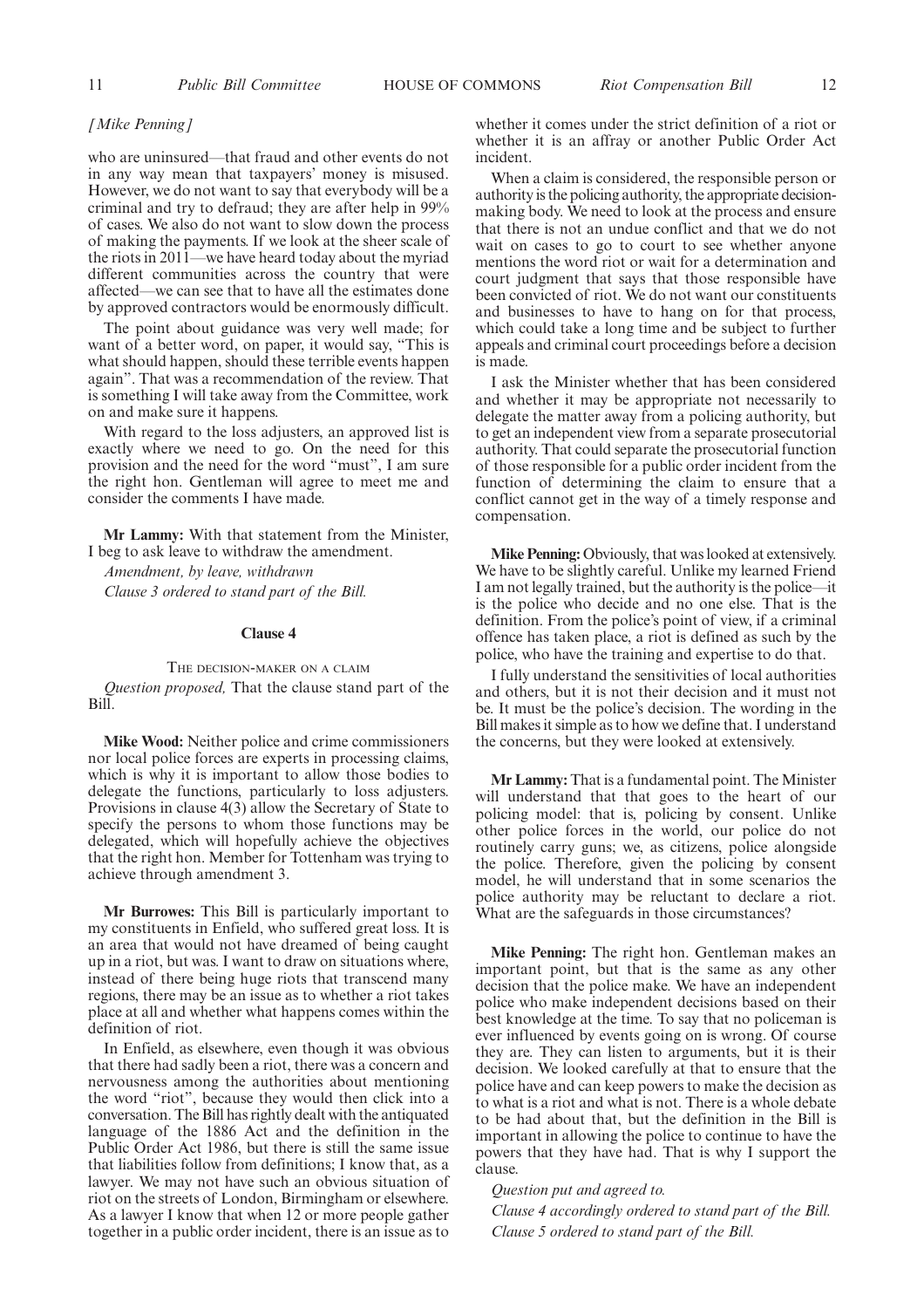*[Mike Penning]*

who are uninsured—that fraud and other events do not in any way mean that taxpayers' money is misused. However, we do not want to say that everybody will be a criminal and try to defraud; they are after help in 99% of cases. We also do not want to slow down the process of making the payments. If we look at the sheer scale of the riots in 2011—we have heard today about the myriad different communities across the country that were affected—we can see that to have all the estimates done by approved contractors would be enormously difficult.

The point about guidance was very well made; for want of a better word, on paper, it would say, "This is what should happen, should these terrible events happen again". That was a recommendation of the review. That is something I will take away from the Committee, work on and make sure it happens.

With regard to the loss adjusters, an approved list is exactly where we need to go. On the need for this provision and the need for the word "must", I am sure the right hon. Gentleman will agree to meet me and consider the comments I have made.

**Mr Lammy:** With that statement from the Minister, I beg to ask leave to withdraw the amendment.

*Amendment, by leave, withdrawn*

*Clause 3 ordered to stand part of the Bill.*

## Clause 4

### The decision-maker on a claim

*Question proposed,* That the clause stand part of the Bill.

**Mike Wood:** Neither police and crime commissioners nor local police forces are experts in processing claims, which is why it is important to allow those bodies to delegate the functions, particularly to loss adjusters. Provisions in clause 4(3) allow the Secretary of State to specify the persons to whom those functions may be delegated, which will hopefully achieve the objectives that the right hon. Member for Tottenham was trying to achieve through amendment 3.

**Mr Burrowes:** This Bill is particularly important to my constituents in Enfield, who suffered great loss. It is an area that would not have dreamed of being caught up in a riot, but was. I want to draw on situations where, instead of there being huge riots that transcend many regions, there may be an issue as to whether a riot takes place at all and whether what happens comes within the definition of riot.

In Enfield, as elsewhere, even though it was obvious that there had sadly been a riot, there was a concern and nervousness among the authorities about mentioning the word "riot", because they would then click into a conversation. The Bill has rightly dealt with the antiquated language of the 1886 Act and the definition in the Public Order Act 1986, but there is still the same issue that liabilities follow from definitions; I know that, as a lawyer. We may not have such an obvious situation of riot on the streets of London, Birmingham or elsewhere. As a lawyer I know that when 12 or more people gather together in a public order incident, there is an issue as to whether it comes under the strict definition of a riot or whether it is an affray or another Public Order Act incident.

When a claim is considered, the responsible person or authority is the policing authority, the appropriate decision-making body. We need to look at the process and ensure that there is not an undue conflict and that we do not wait on cases to go to court to see whether anyone mentions the word riot or wait for a determination and court judgment that says that those responsible have been convicted of riot. We do not want our constituents and businesses to have to hang on for that process, which could take a long time and be subject to further appeals and criminal court proceedings before a decision is made.

I ask the Minister whether that has been considered and whether it may be appropriate not necessarily to delegate the matter away from a policing authority, but to get an independent view from a separate prosecutorial authority. That could separate the prosecutorial function of those responsible for a public order incident from the function of determining the claim to ensure that a conflict cannot get in the way of a timely response and compensation.

**Mike Penning:** Obviously, that was looked at extensively. We have to be slightly careful. Unlike my learned Friend I am not legally trained, but the authority is the police—it is the police who decide and no one else. That is the definition. From the police's point of view, if a criminal offence has taken place, a riot is defined as such by the police, who have the training and expertise to do that.

I fully understand the sensitivities of local authorities and others, but it is not their decision and it must not be. It must be the police's decision. The wording in the Bill makes it simple as to how we define that. I understand the concerns, but they were looked at extensively.

**Mr Lammy:** That is a fundamental point. The Minister will understand that that goes to the heart of our policing model: that is, policing by consent. Unlike other police forces in the world, our police do not routinely carry guns; we, as citizens, police alongside the police. Therefore, given the policing by consent model, he will understand that in some scenarios the police authority may be reluctant to declare a riot. What are the safeguards in those circumstances?

**Mike Penning:** The right hon. Gentleman makes an important point, but that is the same as any other decision that the police make. We have an independent police who make independent decisions based on their best knowledge at the time. To say that no policeman is ever influenced by events going on is wrong. Of course they are. They can listen to arguments, but it is their decision. We looked carefully at that to ensure that the police have and can keep powers to make the decision as to what is a riot and what is not. There is a whole debate to be had about that, but the definition in the Bill is important in allowing the police to continue to have the powers that they have had. That is why I support the clause.

*Question put and agreed to.*

*Clause 4 accordingly ordered to stand part of the Bill.*

*Clause 5 ordered to stand part of the Bill.*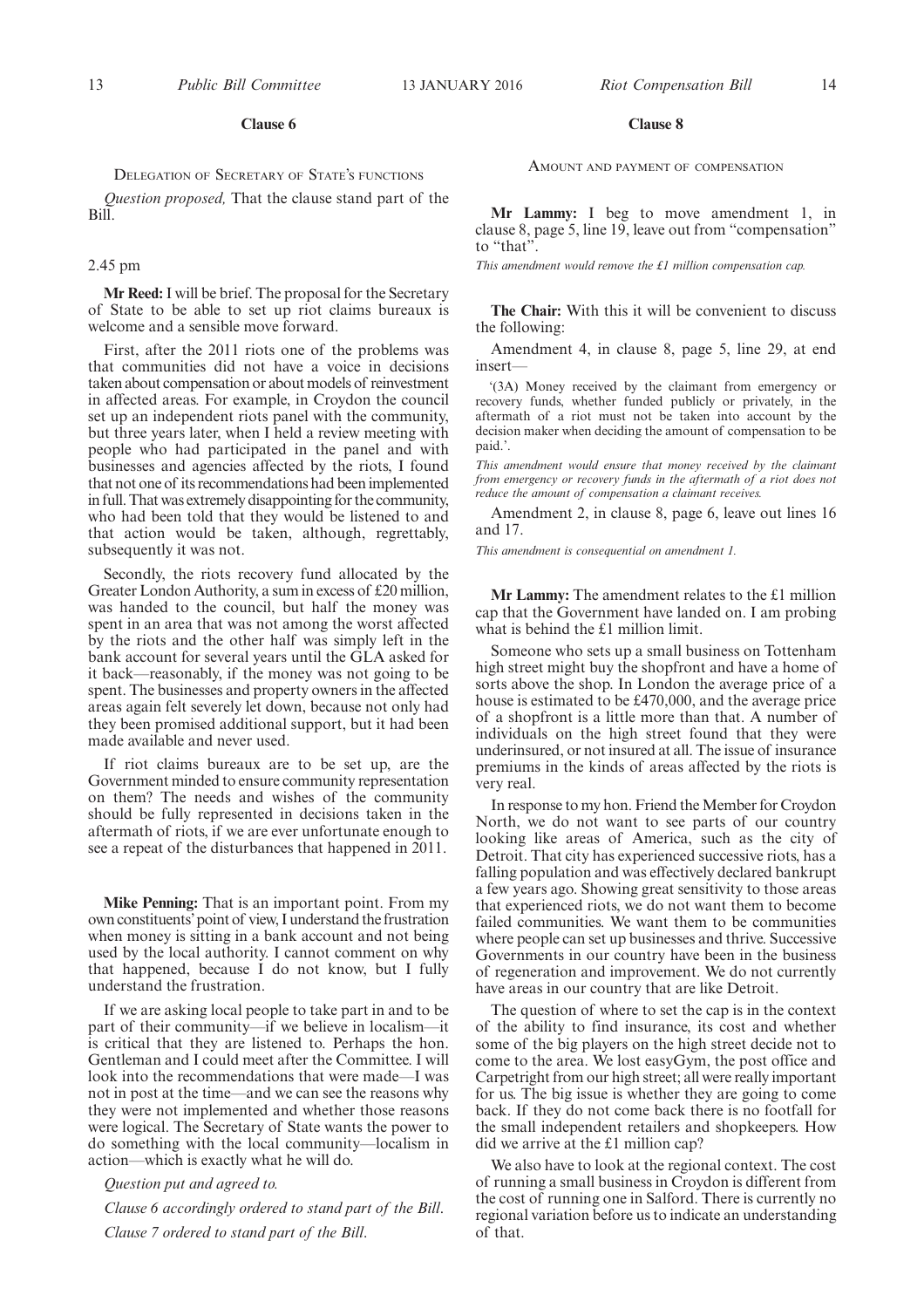## Clause 6

Delegation of Secretary of State's functions

*Question proposed,* That the clause stand part of the Bill.

2.45 pm

**Mr Reed:** I will be brief. The proposal for the Secretary of State to be able to set up riot claims bureaux is welcome and a sensible move forward.

First, after the 2011 riots one of the problems was that communities did not have a voice in decisions taken about compensation or about models of reinvestment in affected areas. For example, in Croydon the council set up an independent riots panel with the community, but three years later, when I held a review meeting with people who had participated in the panel and with businesses and agencies affected by the riots, I found that not one of its recommendations had been implemented in full. That was extremely disappointing for the community, who had been told that they would be listened to and that action would be taken, although, regrettably, subsequently it was not.

Secondly, the riots recovery fund allocated by the Greater London Authority, a sum in excess of £20 million, was handed to the council, but half the money was spent in an area that was not among the worst affected by the riots and the other half was simply left in the bank account for several years until the GLA asked for it back—reasonably, if the money was not going to be spent. The businesses and property owners in the affected areas again felt severely let down, because not only had they been promised additional support, but it had been made available and never used.

If riot claims bureaux are to be set up, are the Government minded to ensure community representation on them? The needs and wishes of the community should be fully represented in decisions taken in the aftermath of riots, if we are ever unfortunate enough to see a repeat of the disturbances that happened in 2011.

**Mike Penning:** That is an important point. From my own constituents' point of view, I understand the frustration when money is sitting in a bank account and not being used by the local authority. I cannot comment on why that happened, because I do not know, but I fully understand the frustration.

If we are asking local people to take part in and to be part of their community—if we believe in localism—it is critical that they are listened to. Perhaps the hon. Gentleman and I could meet after the Committee. I will look into the recommendations that were made—I was not in post at the time—and we can see the reasons why they were not implemented and whether those reasons were logical. The Secretary of State wants the power to do something with the local community—localism in action—which is exactly what he will do.

*Question put and agreed to.*

*Clause 6 accordingly ordered to stand part of the Bill.*

*Clause 7 ordered to stand part of the Bill.*

## Clause 8

Amount and payment of compensation

**Mr Lammy:** I beg to move amendment 1, in clause 8, page 5, line 19, leave out from "compensation" to "that".

*This amendment would remove the £1 million compensation cap.*

**The Chair:** With this it will be convenient to discuss the following:

Amendment 4, in clause 8, page 5, line 29, at end insert—

'(3A) Money received by the claimant from emergency or recovery funds, whether funded publicly or privately, in the aftermath of a riot must not be taken into account by the decision maker when deciding the amount of compensation to be paid.'.

*This amendment would ensure that money received by the claimant from emergency or recovery funds in the aftermath of a riot does not reduce the amount of compensation a claimant receives.*

Amendment 2, in clause 8, page 6, leave out lines 16 and 17.

*This amendment is consequential on amendment 1.*

**Mr Lammy:** The amendment relates to the £1 million cap that the Government have landed on. I am probing what is behind the £1 million limit.

Someone who sets up a small business on Tottenham high street might buy the shopfront and have a home of sorts above the shop. In London the average price of a house is estimated to be £470,000, and the average price of a shopfront is a little more than that. A number of individuals on the high street found that they were underinsured, or not insured at all. The issue of insurance premiums in the kinds of areas affected by the riots is very real.

In response to my hon. Friend the Member for Croydon North, we do not want to see parts of our country looking like areas of America, such as the city of Detroit. That city has experienced successive riots, has a falling population and was effectively declared bankrupt a few years ago. Showing great sensitivity to those areas that experienced riots, we do not want them to become failed communities. We want them to be communities where people can set up businesses and thrive. Successive Governments in our country have been in the business of regeneration and improvement. We do not currently have areas in our country that are like Detroit.

The question of where to set the cap is in the context of the ability to find insurance, its cost and whether some of the big players on the high street decide not to come to the area. We lost easyGym, the post office and Carpetright from our high street; all were really important for us. The big issue is whether they are going to come back. If they do not come back there is no footfall for the small independent retailers and shopkeepers. How did we arrive at the £1 million cap?

We also have to look at the regional context. The cost of running a small business in Croydon is different from the cost of running one in Salford. There is currently no regional variation before us to indicate an understanding of that.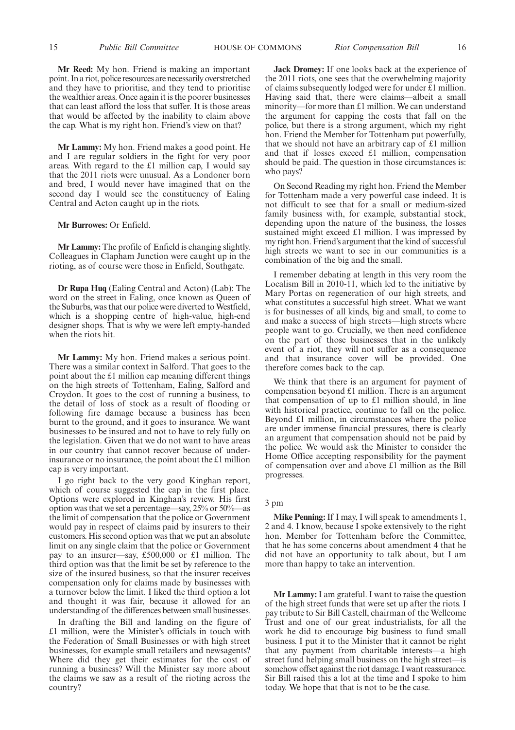**Mr Reed:** My hon. Friend is making an important point. In a riot, police resources are necessarily overstretched and they have to prioritise, and they tend to prioritise the wealthier areas. Once again it is the poorer businesses that can least afford the loss that suffer. It is those areas that would be affected by the inability to claim above the cap. What is my right hon. Friend's view on that?

**Mr Lammy:** My hon. Friend makes a good point. He and I are regular soldiers in the fight for very poor areas. With regard to the £1 million cap, I would say that the 2011 riots were unusual. As a Londoner born and bred, I would never have imagined that on the second day I would see the constituency of Ealing Central and Acton caught up in the riots.

**Mr Burrowes:** Or Enfield.

**Mr Lammy:** The profile of Enfield is changing slightly. Colleagues in Clapham Junction were caught up in the rioting, as of course were those in Enfield, Southgate.

**Dr Rupa Huq** (Ealing Central and Acton) (Lab): The word on the street in Ealing, once known as Queen of the Suburbs, was that our police were diverted to Westfield, which is a shopping centre of high-value, high-end designer shops. That is why we were left empty-handed when the riots hit.

**Mr Lammy:** My hon. Friend makes a serious point. There was a similar context in Salford. That goes to the point about the £1 million cap meaning different things on the high streets of Tottenham, Ealing, Salford and Croydon. It goes to the cost of running a business, to the detail of loss of stock as a result of flooding or following fire damage because a business has been burnt to the ground, and it goes to insurance. We want businesses to be insured and not to have to rely fully on the legislation. Given that we do not want to have areas in our country that cannot recover because of under-insurance or no insurance, the point about the £1 million cap is very important.

I go right back to the very good Kinghan report, which of course suggested the cap in the first place. Options were explored in Kinghan's review. His first option was that we set a percentage—say, 25% or 50%—as the limit of compensation that the police or Government would pay in respect of claims paid by insurers to their customers. His second option was that we put an absolute limit on any single claim that the police or Government pay to an insurer—say, £500,000 or £1 million. The third option was that the limit be set by reference to the size of the insured business, so that the insurer receives compensation only for claims made by businesses with a turnover below the limit. I liked the third option a lot and thought it was fair, because it allowed for an understanding of the differences between small businesses.

In drafting the Bill and landing on the figure of £1 million, were the Minister's officials in touch with the Federation of Small Businesses or with high street businesses, for example small retailers and newsagents? Where did they get their estimates for the cost of running a business? Will the Minister say more about the claims we saw as a result of the rioting across the country?

**Jack Dromey:** If one looks back at the experience of the 2011 riots, one sees that the overwhelming majority of claims subsequently lodged were for under £1 million. Having said that, there were claims—albeit a small minority—for more than £1 million. We can understand the argument for capping the costs that fall on the police, but there is a strong argument, which my right hon. Friend the Member for Tottenham put powerfully, that we should not have an arbitrary cap of £1 million and that if losses exceed £1 million, compensation should be paid. The question in those circumstances is: who pays?

On Second Reading my right hon. Friend the Member for Tottenham made a very powerful case indeed. It is not difficult to see that for a small or medium-sized family business with, for example, substantial stock, depending upon the nature of the business, the losses sustained might exceed £1 million. I was impressed by my right hon. Friend's argument that the kind of successful high streets we want to see in our communities is a combination of the big and the small.

I remember debating at length in this very room the Localism Bill in 2010-11, which led to the initiative by Mary Portas on regeneration of our high streets, and what constitutes a successful high street. What we want is for businesses of all kinds, big and small, to come to and make a success of high streets—high streets where people want to go. Crucially, we then need confidence on the part of those businesses that in the unlikely event of a riot, they will not suffer as a consequence and that insurance cover will be provided. One therefore comes back to the cap.

We think that there is an argument for payment of compensation beyond £1 million. There is an argument that compensation of up to £1 million should, in line with historical practice, continue to fall on the police. Beyond £1 million, in circumstances where the police are under immense financial pressures, there is clearly an argument that compensation should not be paid by the police. We would ask the Minister to consider the Home Office accepting responsibility for the payment of compensation over and above £1 million as the Bill progresses.

3 pm

**Mike Penning:** If I may, I will speak to amendments 1, 2 and 4. I know, because I spoke extensively to the right hon. Member for Tottenham before the Committee, that he has some concerns about amendment 4 that he did not have an opportunity to talk about, but I am more than happy to take an intervention.

**Mr Lammy:** I am grateful. I want to raise the question of the high street funds that were set up after the riots. I pay tribute to Sir Bill Castell, chairman of the Wellcome Trust and one of our great industrialists, for all the work he did to encourage big business to fund small business. I put it to the Minister that it cannot be right that any payment from charitable interests—a high street fund helping small business on the high street—is somehow offset against the riot damage. I want reassurance. Sir Bill raised this a lot at the time and I spoke to him today. We hope that that is not to be the case.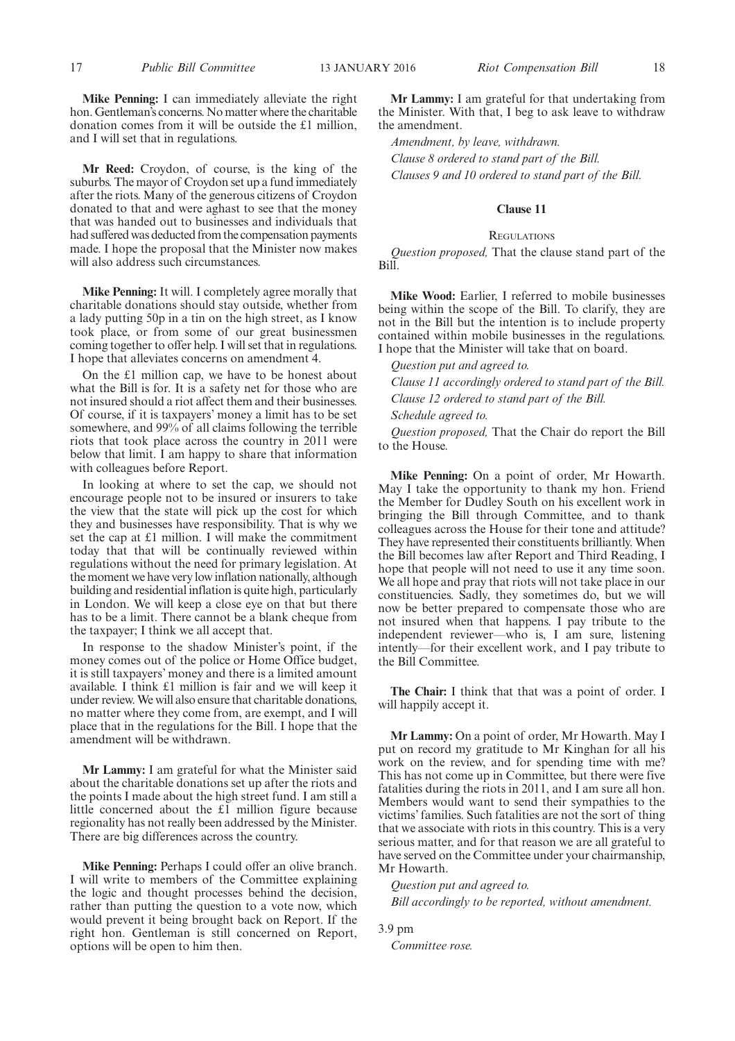**Mike Penning:** I can immediately alleviate the right hon. Gentleman's concerns. No matter where the charitable donation comes from it will be outside the £1 million, and I will set that in regulations.

**Mr Reed:** Croydon, of course, is the king of the suburbs. The mayor of Croydon set up a fund immediately after the riots. Many of the generous citizens of Croydon donated to that and were aghast to see that the money that was handed out to businesses and individuals that had suffered was deducted from the compensation payments made. I hope the proposal that the Minister now makes will also address such circumstances.

**Mike Penning:** It will. I completely agree morally that charitable donations should stay outside, whether from a lady putting 50p in a tin on the high street, as I know took place, or from some of our great businessmen coming together to offer help. I will set that in regulations. I hope that alleviates concerns on amendment 4.

On the £1 million cap, we have to be honest about what the Bill is for. It is a safety net for those who are not insured should a riot affect them and their businesses. Of course, if it is taxpayers' money a limit has to be set somewhere, and 99% of all claims following the terrible riots that took place across the country in 2011 were below that limit. I am happy to share that information with colleagues before Report.

In looking at where to set the cap, we should not encourage people not to be insured or insurers to take the view that the state will pick up the cost for which they and businesses have responsibility. That is why we set the cap at £1 million. I will make the commitment today that that will be continually reviewed within regulations without the need for primary legislation. At the moment we have very low inflation nationally, although building and residential inflation is quite high, particularly in London. We will keep a close eye on that but there has to be a limit. There cannot be a blank cheque from the taxpayer; I think we all accept that.

In response to the shadow Minister's point, if the money comes out of the police or Home Office budget, it is still taxpayers' money and there is a limited amount available. I think £1 million is fair and we will keep it under review. We will also ensure that charitable donations, no matter where they come from, are exempt, and I will place that in the regulations for the Bill. I hope that the amendment will be withdrawn.

**Mr Lammy:** I am grateful for what the Minister said about the charitable donations set up after the riots and the points I made about the high street fund. I am still a little concerned about the £1 million figure because regionality has not really been addressed by the Minister. There are big differences across the country.

**Mike Penning:** Perhaps I could offer an olive branch. I will write to members of the Committee explaining the logic and thought processes behind the decision, rather than putting the question to a vote now, which would prevent it being brought back on Report. If the right hon. Gentleman is still concerned on Report, options will be open to him then.

**Mr Lammy:** I am grateful for that undertaking from the Minister. With that, I beg to ask leave to withdraw the amendment.

*Amendment, by leave, withdrawn.*

*Clause 8 ordered to stand part of the Bill.*

*Clauses 9 and 10 ordered to stand part of the Bill.*

### Clause 11

#### Regulations

*Question proposed,* That the clause stand part of the Bill.

**Mike Wood:** Earlier, I referred to mobile businesses being within the scope of the Bill. To clarify, they are not in the Bill but the intention is to include property contained within mobile businesses in the regulations. I hope that the Minister will take that on board.

*Question put and agreed to.*

*Clause 11 accordingly ordered to stand part of the Bill.*

*Clause 12 ordered to stand part of the Bill.*

*Schedule agreed to.*

*Question proposed,* That the Chair do report the Bill to the House.

**Mike Penning:** On a point of order, Mr Howarth. May I take the opportunity to thank my hon. Friend the Member for Dudley South on his excellent work in bringing the Bill through Committee, and to thank colleagues across the House for their tone and attitude? They have represented their constituents brilliantly. When the Bill becomes law after Report and Third Reading, I hope that people will not need to use it any time soon. We all hope and pray that riots will not take place in our constituencies. Sadly, they sometimes do, but we will now be better prepared to compensate those who are not insured when that happens. I pay tribute to the independent reviewer—who is, I am sure, listening intently—for their excellent work, and I pay tribute to the Bill Committee.

**The Chair:** I think that that was a point of order. I will happily accept it.

**Mr Lammy:** On a point of order, Mr Howarth. May I put on record my gratitude to Mr Kinghan for all his work on the review, and for spending time with me? This has not come up in Committee, but there were five fatalities during the riots in 2011, and I am sure all hon. Members would want to send their sympathies to the victims' families. Such fatalities are not the sort of thing that we associate with riots in this country. This is a very serious matter, and for that reason we are all grateful to have served on the Committee under your chairmanship, Mr Howarth.

*Question put and agreed to.*

*Bill accordingly to be reported, without amendment.*

3.9 pm

*Committee rose.*